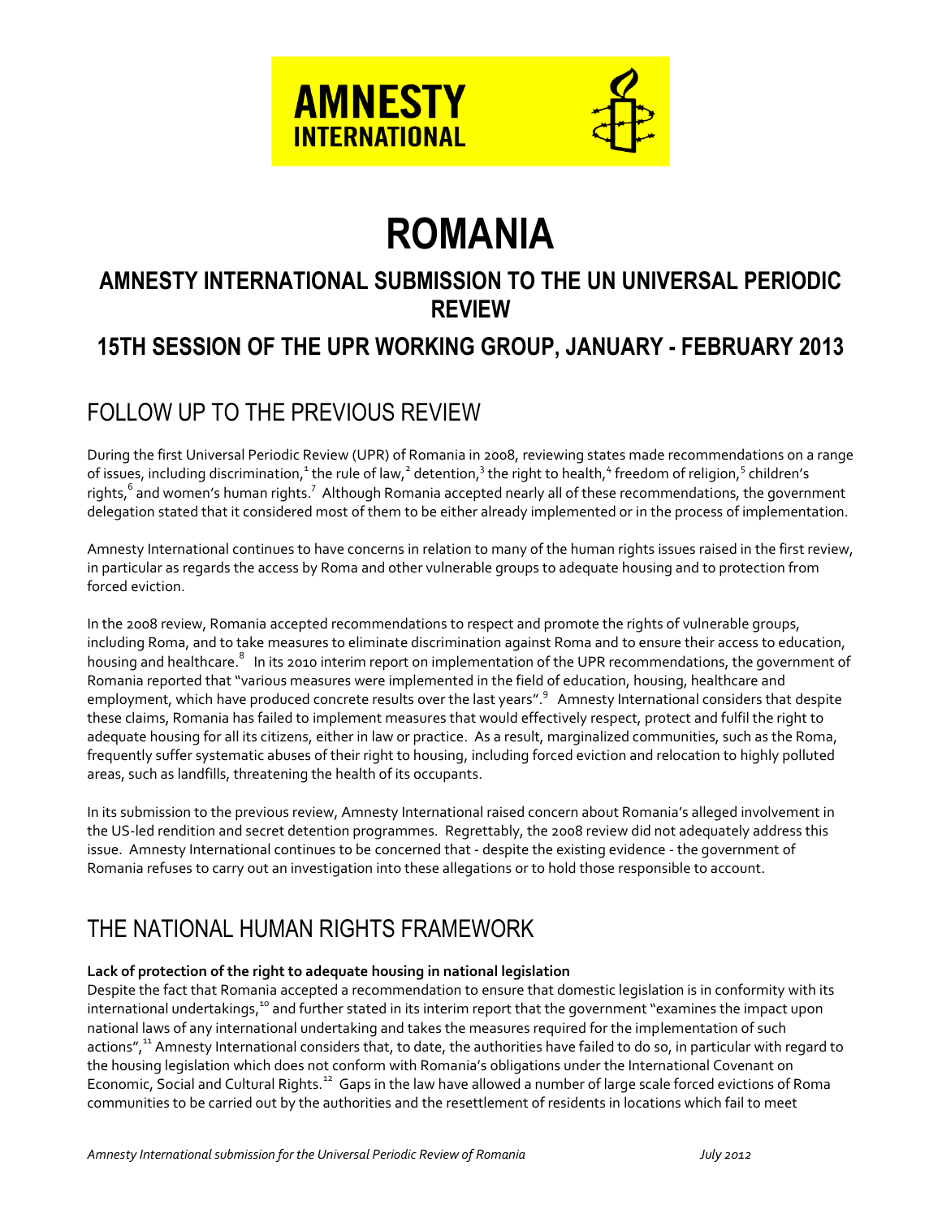# ROMANIA

## AMNESTY INTERNATIONAL SUBMISSION TO THE UN UNIVERSAL PERIODIC REVIEW

## 15TH SESSION OF THE UPR WORKING GROUP, JANUARY - FEBRUARY 2013

## FOLLOW UP TO THE PREVIOUS REVIEW

During the first Universal Periodic Review (UPR) of Romania in 2008, reviewing states made recommendations on a range of issues, including discrimination,[1] the rule of law,[2] detention,[3] the right to health,[4] freedom of religion,[5] children's rights,[6] and women's human rights.[7] Although Romania accepted nearly all of these recommendations, the government delegation stated that it considered most of them to be either already implemented or in the process of implementation.

Amnesty International continues to have concerns in relation to many of the human rights issues raised in the first review, in particular as regards the access by Roma and other vulnerable groups to adequate housing and to protection from forced eviction.

In the 2008 review, Romania accepted recommendations to respect and promote the rights of vulnerable groups, including Roma, and to take measures to eliminate discrimination against Roma and to ensure their access to education, housing and healthcare.[8] In its 2010 interim report on implementation of the UPR recommendations, the government of Romania reported that "various measures were implemented in the field of education, housing, healthcare and employment, which have produced concrete results over the last years".[9] Amnesty International considers that despite these claims, Romania has failed to implement measures that would effectively respect, protect and fulfil the right to adequate housing for all its citizens, either in law or practice. As a result, marginalized communities, such as the Roma, frequently suffer systematic abuses of their right to housing, including forced eviction and relocation to highly polluted areas, such as landfills, threatening the health of its occupants.

In its submission to the previous review, Amnesty International raised concern about Romania's alleged involvement in the US-led rendition and secret detention programmes. Regrettably, the 2008 review did not adequately address this issue. Amnesty International continues to be concerned that - despite the existing evidence - the government of Romania refuses to carry out an investigation into these allegations or to hold those responsible to account.

## THE NATIONAL HUMAN RIGHTS FRAMEWORK

**Lack of protection of the right to adequate housing in national legislation**

Despite the fact that Romania accepted a recommendation to ensure that domestic legislation is in conformity with its international undertakings,[10] and further stated in its interim report that the government "examines the impact upon national laws of any international undertaking and takes the measures required for the implementation of such actions",[11] Amnesty International considers that, to date, the authorities have failed to do so, in particular with regard to the housing legislation which does not conform with Romania's obligations under the International Covenant on Economic, Social and Cultural Rights.[12] Gaps in the law have allowed a number of large scale forced evictions of Roma communities to be carried out by the authorities and the resettlement of residents in locations which fail to meet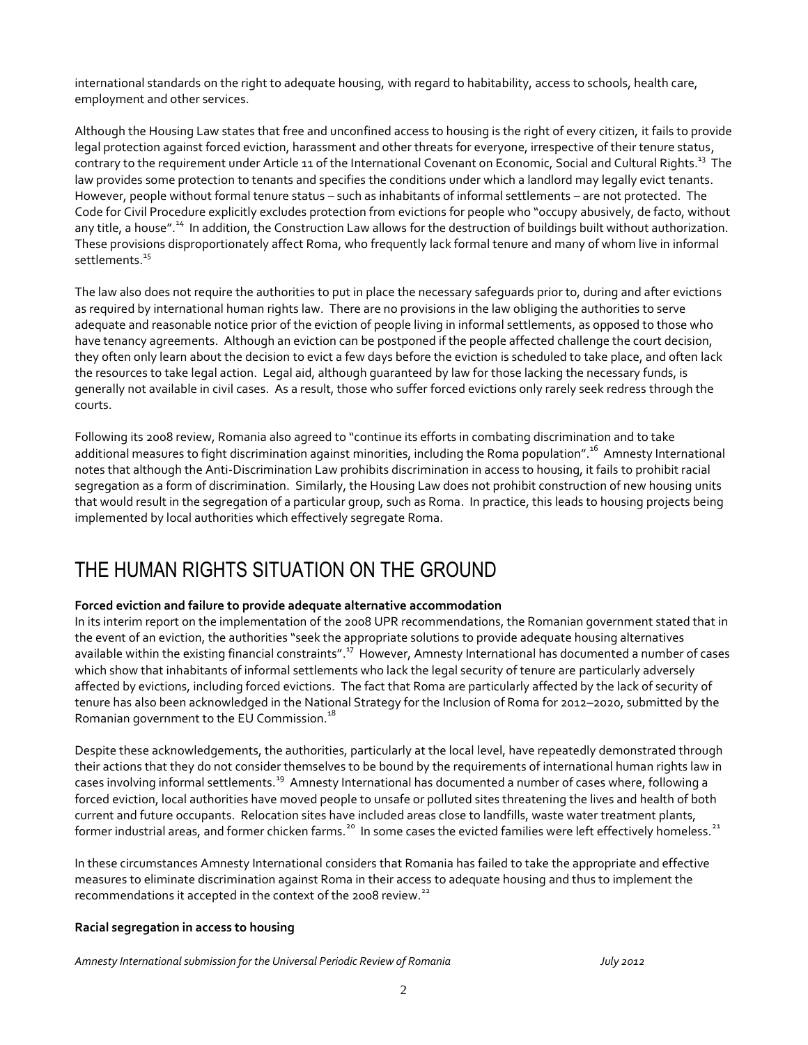international standards on the right to adequate housing, with regard to habitability, access to schools, health care, employment and other services.

Although the Housing Law states that free and unconfined access to housing is the right of every citizen, it fails to provide legal protection against forced eviction, harassment and other threats for everyone, irrespective of their tenure status, contrary to the requirement under Article 11 of the International Covenant on Economic, Social and Cultural Rights.[13] The law provides some protection to tenants and specifies the conditions under which a landlord may legally evict tenants. However, people without formal tenure status – such as inhabitants of informal settlements – are not protected. The Code for Civil Procedure explicitly excludes protection from evictions for people who "occupy abusively, de facto, without any title, a house".[14] In addition, the Construction Law allows for the destruction of buildings built without authorization. These provisions disproportionately affect Roma, who frequently lack formal tenure and many of whom live in informal settlements.[15]

The law also does not require the authorities to put in place the necessary safeguards prior to, during and after evictions as required by international human rights law. There are no provisions in the law obliging the authorities to serve adequate and reasonable notice prior of the eviction of people living in informal settlements, as opposed to those who have tenancy agreements. Although an eviction can be postponed if the people affected challenge the court decision, they often only learn about the decision to evict a few days before the eviction is scheduled to take place, and often lack the resources to take legal action. Legal aid, although guaranteed by law for those lacking the necessary funds, is generally not available in civil cases. As a result, those who suffer forced evictions only rarely seek redress through the courts.

Following its 2008 review, Romania also agreed to "continue its efforts in combating discrimination and to take additional measures to fight discrimination against minorities, including the Roma population".[16] Amnesty International notes that although the Anti-Discrimination Law prohibits discrimination in access to housing, it fails to prohibit racial segregation as a form of discrimination. Similarly, the Housing Law does not prohibit construction of new housing units that would result in the segregation of a particular group, such as Roma. In practice, this leads to housing projects being implemented by local authorities which effectively segregate Roma.

# THE HUMAN RIGHTS SITUATION ON THE GROUND

**Forced eviction and failure to provide adequate alternative accommodation**

In its interim report on the implementation of the 2008 UPR recommendations, the Romanian government stated that in the event of an eviction, the authorities "seek the appropriate solutions to provide adequate housing alternatives available within the existing financial constraints".[17] However, Amnesty International has documented a number of cases which show that inhabitants of informal settlements who lack the legal security of tenure are particularly adversely affected by evictions, including forced evictions. The fact that Roma are particularly affected by the lack of security of tenure has also been acknowledged in the National Strategy for the Inclusion of Roma for 2012–2020, submitted by the Romanian government to the EU Commission.[18]

Despite these acknowledgements, the authorities, particularly at the local level, have repeatedly demonstrated through their actions that they do not consider themselves to be bound by the requirements of international human rights law in cases involving informal settlements.[19] Amnesty International has documented a number of cases where, following a forced eviction, local authorities have moved people to unsafe or polluted sites threatening the lives and health of both current and future occupants. Relocation sites have included areas close to landfills, waste water treatment plants, former industrial areas, and former chicken farms.[20] In some cases the evicted families were left effectively homeless.[21]

In these circumstances Amnesty International considers that Romania has failed to take the appropriate and effective measures to eliminate discrimination against Roma in their access to adequate housing and thus to implement the recommendations it accepted in the context of the 2008 review.[22]

**Racial segregation in access to housing**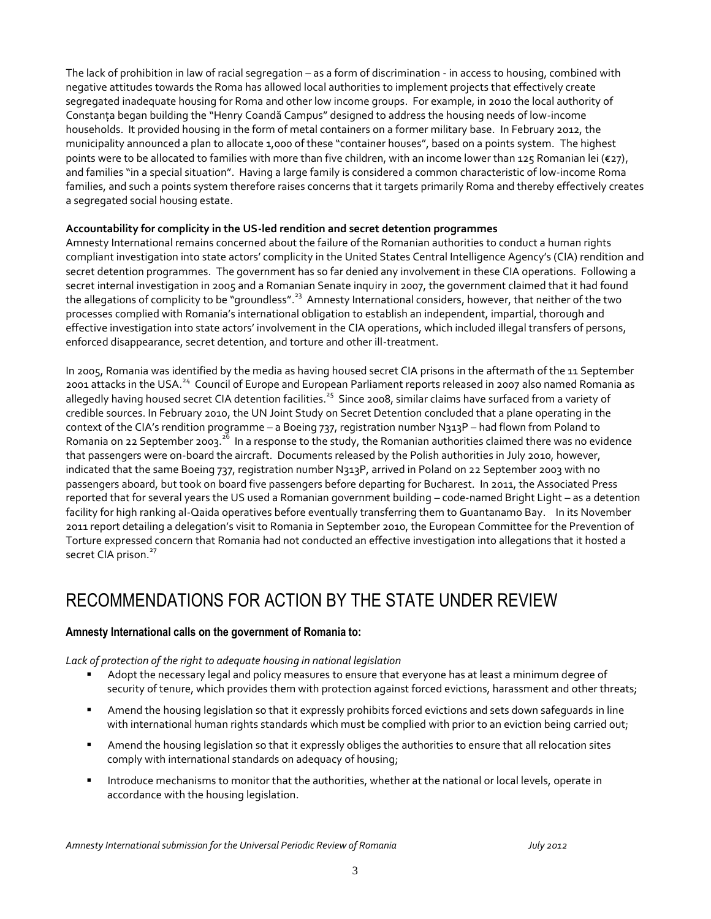The lack of prohibition in law of racial segregation – as a form of discrimination - in access to housing, combined with negative attitudes towards the Roma has allowed local authorities to implement projects that effectively create segregated inadequate housing for Roma and other low income groups. For example, in 2010 the local authority of Constanța began building the "Henry Coandă Campus" designed to address the housing needs of low-income households. It provided housing in the form of metal containers on a former military base. In February 2012, the municipality announced a plan to allocate 1,000 of these "container houses", based on a points system. The highest points were to be allocated to families with more than five children, with an income lower than 125 Romanian lei (€27), and families "in a special situation". Having a large family is considered a common characteristic of low-income Roma families, and such a points system therefore raises concerns that it targets primarily Roma and thereby effectively creates a segregated social housing estate.

**Accountability for complicity in the US-led rendition and secret detention programmes**

Amnesty International remains concerned about the failure of the Romanian authorities to conduct a human rights compliant investigation into state actors' complicity in the United States Central Intelligence Agency's (CIA) rendition and secret detention programmes. The government has so far denied any involvement in these CIA operations. Following a secret internal investigation in 2005 and a Romanian Senate inquiry in 2007, the government claimed that it had found the allegations of complicity to be "groundless".[23] Amnesty International considers, however, that neither of the two processes complied with Romania's international obligation to establish an independent, impartial, thorough and effective investigation into state actors' involvement in the CIA operations, which included illegal transfers of persons, enforced disappearance, secret detention, and torture and other ill-treatment.

In 2005, Romania was identified by the media as having housed secret CIA prisons in the aftermath of the 11 September 2001 attacks in the USA.[24] Council of Europe and European Parliament reports released in 2007 also named Romania as allegedly having housed secret CIA detention facilities.[25] Since 2008, similar claims have surfaced from a variety of credible sources. In February 2010, the UN Joint Study on Secret Detention concluded that a plane operating in the context of the CIA's rendition programme – a Boeing 737, registration number N313P – had flown from Poland to Romania on 22 September 2003.[26] In a response to the study, the Romanian authorities claimed there was no evidence that passengers were on-board the aircraft. Documents released by the Polish authorities in July 2010, however, indicated that the same Boeing 737, registration number N313P, arrived in Poland on 22 September 2003 with no passengers aboard, but took on board five passengers before departing for Bucharest. In 2011, the Associated Press reported that for several years the US used a Romanian government building – code-named Bright Light – as a detention facility for high ranking al-Qaida operatives before eventually transferring them to Guantanamo Bay. In its November 2011 report detailing a delegation's visit to Romania in September 2010, the European Committee for the Prevention of Torture expressed concern that Romania had not conducted an effective investigation into allegations that it hosted a secret CIA prison.[27]

# RECOMMENDATIONS FOR ACTION BY THE STATE UNDER REVIEW

### Amnesty International calls on the government of Romania to:

*Lack of protection of the right to adequate housing in national legislation*

- Adopt the necessary legal and policy measures to ensure that everyone has at least a minimum degree of security of tenure, which provides them with protection against forced evictions, harassment and other threats;
- Amend the housing legislation so that it expressly prohibits forced evictions and sets down safeguards in line with international human rights standards which must be complied with prior to an eviction being carried out;
- Amend the housing legislation so that it expressly obliges the authorities to ensure that all relocation sites comply with international standards on adequacy of housing;
- Introduce mechanisms to monitor that the authorities, whether at the national or local levels, operate in accordance with the housing legislation.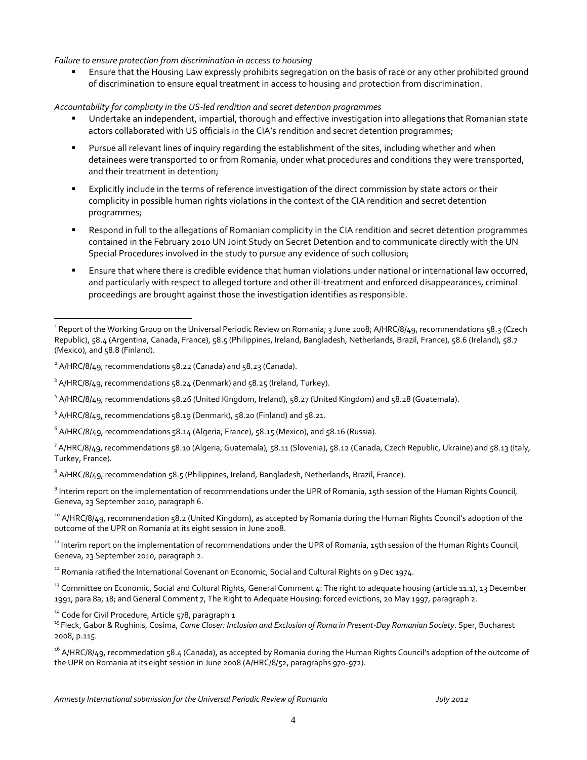*Failure to ensure protection from discrimination in access to housing*

- Ensure that the Housing Law expressly prohibits segregation on the basis of race or any other prohibited ground of discrimination to ensure equal treatment in access to housing and protection from discrimination.

*Accountability for complicity in the US-led rendition and secret detention programmes*

- Undertake an independent, impartial, thorough and effective investigation into allegations that Romanian state actors collaborated with US officials in the CIA's rendition and secret detention programmes;
- Pursue all relevant lines of inquiry regarding the establishment of the sites, including whether and when detainees were transported to or from Romania, under what procedures and conditions they were transported, and their treatment in detention;
- Explicitly include in the terms of reference investigation of the direct commission by state actors or their complicity in possible human rights violations in the context of the CIA rendition and secret detention programmes;
- Respond in full to the allegations of Romanian complicity in the CIA rendition and secret detention programmes contained in the February 2010 UN Joint Study on Secret Detention and to communicate directly with the UN Special Procedures involved in the study to pursue any evidence of such collusion;
- Ensure that where there is credible evidence that human violations under national or international law occurred, and particularly with respect to alleged torture and other ill-treatment and enforced disappearances, criminal proceedings are brought against those the investigation identifies as responsible.

---

[1] Report of the Working Group on the Universal Periodic Review on Romania; 3 June 2008; A/HRC/8/49, recommendations 58.3 (Czech Republic), 58.4 (Argentina, Canada, France), 58.5 (Philippines, Ireland, Bangladesh, Netherlands, Brazil, France), 58.6 (Ireland), 58.7 (Mexico), and 58.8 (Finland).

[2] A/HRC/8/49, recommendations 58.22 (Canada) and 58.23 (Canada).

[3] A/HRC/8/49, recommendations 58.24 (Denmark) and 58.25 (Ireland, Turkey).

[4] A/HRC/8/49, recommendations 58.26 (United Kingdom, Ireland), 58.27 (United Kingdom) and 58.28 (Guatemala).

[5] A/HRC/8/49, recommendations 58.19 (Denmark), 58.20 (Finland) and 58.21.

[6] A/HRC/8/49, recommendations 58.14 (Algeria, France), 58.15 (Mexico), and 58.16 (Russia).

[7] A/HRC/8/49, recommendations 58.10 (Algeria, Guatemala), 58.11 (Slovenia), 58.12 (Canada, Czech Republic, Ukraine) and 58.13 (Italy, Turkey, France).

[8] A/HRC/8/49, recommendation 58.5 (Philippines, Ireland, Bangladesh, Netherlands, Brazil, France).

[9] Interim report on the implementation of recommendations under the UPR of Romania, 15th session of the Human Rights Council, Geneva, 23 September 2010, paragraph 6.

[10] A/HRC/8/49, recommendation 58.2 (United Kingdom), as accepted by Romania during the Human Rights Council's adoption of the outcome of the UPR on Romania at its eight session in June 2008.

[11] Interim report on the implementation of recommendations under the UPR of Romania, 15th session of the Human Rights Council, Geneva, 23 September 2010, paragraph 2.

[12] Romania ratified the International Covenant on Economic, Social and Cultural Rights on 9 Dec 1974.

[13] Committee on Economic, Social and Cultural Rights, General Comment 4: The right to adequate housing (article 11.1), 13 December 1991, para 8a, 18; and General Comment 7, The Right to Adequate Housing: forced evictions, 20 May 1997, paragraph 2.

[14] Code for Civil Procedure, Article 578, paragraph 1

[15] Fleck, Gabor & Rughinis, Cosima, *Come Closer: Inclusion and Exclusion of Roma in Present-Day Romanian Society*. Sper, Bucharest 2008, p.115.

[16] A/HRC/8/49, recommedation 58.4 (Canada), as accepted by Romania during the Human Rights Council's adoption of the outcome of the UPR on Romania at its eight session in June 2008 (A/HRC/8/52, paragraphs 970-972).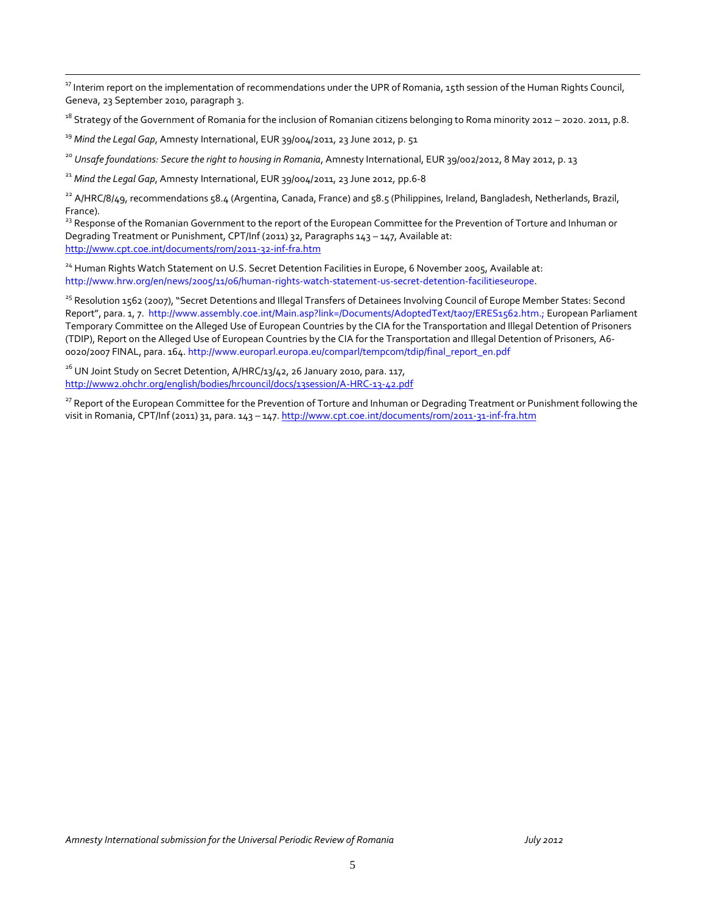[17] Interim report on the implementation of recommendations under the UPR of Romania, 15th session of the Human Rights Council, Geneva, 23 September 2010, paragraph 3.

[18] Strategy of the Government of Romania for the inclusion of Romanian citizens belonging to Roma minority 2012 – 2020. 2011, p.8.

[19] *Mind the Legal Gap*, Amnesty International, EUR 39/004/2011, 23 June 2012, p. 51

[20] *Unsafe foundations: Secure the right to housing in Romania*, Amnesty International, EUR 39/002/2012, 8 May 2012, p. 13

[21] *Mind the Legal Gap*, Amnesty International, EUR 39/004/2011, 23 June 2012, pp.6-8

[22] A/HRC/8/49, recommendations 58.4 (Argentina, Canada, France) and 58.5 (Philippines, Ireland, Bangladesh, Netherlands, Brazil, France).

[23] Response of the Romanian Government to the report of the European Committee for the Prevention of Torture and Inhuman or Degrading Treatment or Punishment, CPT/Inf (2011) 32, Paragraphs 143 – 147, Available at: http://www.cpt.coe.int/documents/rom/2011-32-inf-fra.htm

[24] Human Rights Watch Statement on U.S. Secret Detention Facilities in Europe, 6 November 2005, Available at: http://www.hrw.org/en/news/2005/11/06/human-rights-watch-statement-us-secret-detention-facilitieseurope.

[25] Resolution 1562 (2007), "Secret Detentions and Illegal Transfers of Detainees Involving Council of Europe Member States: Second Report", para. 1, 7. http://www.assembly.coe.int/Main.asp?link=/Documents/AdoptedText/ta07/ERES1562.htm.; European Parliament Temporary Committee on the Alleged Use of European Countries by the CIA for the Transportation and Illegal Detention of Prisoners (TDIP), Report on the Alleged Use of European Countries by the CIA for the Transportation and Illegal Detention of Prisoners, A6-0020/2007 FINAL, para. 164. http://www.europarl.europa.eu/comparl/tempcom/tdip/final_report_en.pdf

[26] UN Joint Study on Secret Detention, A/HRC/13/42, 26 January 2010, para. 117, http://www2.ohchr.org/english/bodies/hrcouncil/docs/13session/A-HRC-13-42.pdf

[27] Report of the European Committee for the Prevention of Torture and Inhuman or Degrading Treatment or Punishment following the visit in Romania, CPT/Inf (2011) 31, para. 143 – 147. http://www.cpt.coe.int/documents/rom/2011-31-inf-fra.htm